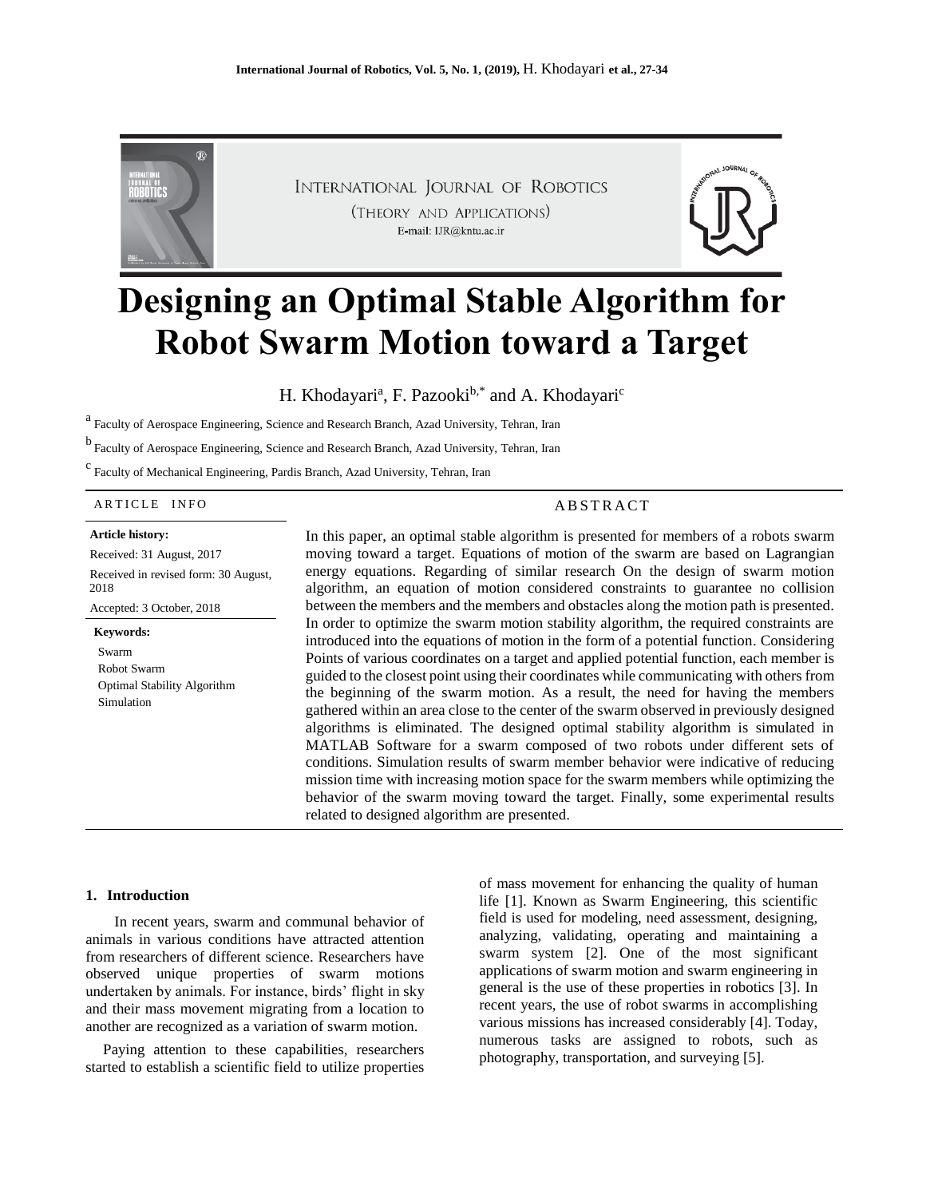INTERNATIONAL JOURNAL OF ROBOTICS
(THEORY AND APPLICATIONS)
E-mail: IJR@kntu.ac.ir

# Designing an Optimal Stable Algorithm for Robot Swarm Motion toward a Target

H. Khodayari[a], F. Pazooki[b,*] and A. Khodayari[c]

[a] Faculty of Aerospace Engineering, Science and Research Branch, Azad University, Tehran, Iran

[b] Faculty of Aerospace Engineering, Science and Research Branch, Azad University, Tehran, Iran

[c] Faculty of Mechanical Engineering, Pardis Branch, Azad University, Tehran, Iran

ARTICLE INFO

**Article history:**

Received: 31 August, 2017

Received in revised form: 30 August, 2018

Accepted: 3 October, 2018

**Keywords:**

Swarm
Robot Swarm
Optimal Stability Algorithm
Simulation

ABSTRACT

In this paper, an optimal stable algorithm is presented for members of a robots swarm moving toward a target. Equations of motion of the swarm are based on Lagrangian energy equations. Regarding of similar research On the design of swarm motion algorithm, an equation of motion considered constraints to guarantee no collision between the members and the members and obstacles along the motion path is presented. In order to optimize the swarm motion stability algorithm, the required constraints are introduced into the equations of motion in the form of a potential function. Considering Points of various coordinates on a target and applied potential function, each member is guided to the closest point using their coordinates while communicating with others from the beginning of the swarm motion. As a result, the need for having the members gathered within an area close to the center of the swarm observed in previously designed algorithms is eliminated. The designed optimal stability algorithm is simulated in MATLAB Software for a swarm composed of two robots under different sets of conditions. Simulation results of swarm member behavior were indicative of reducing mission time with increasing motion space for the swarm members while optimizing the behavior of the swarm moving toward the target. Finally, some experimental results related to designed algorithm are presented.

## 1. Introduction

In recent years, swarm and communal behavior of animals in various conditions have attracted attention from researchers of different science. Researchers have observed unique properties of swarm motions undertaken by animals. For instance, birds' flight in sky and their mass movement migrating from a location to another are recognized as a variation of swarm motion.

Paying attention to these capabilities, researchers started to establish a scientific field to utilize properties of mass movement for enhancing the quality of human life [1]. Known as Swarm Engineering, this scientific field is used for modeling, need assessment, designing, analyzing, validating, operating and maintaining a swarm system [2]. One of the most significant applications of swarm motion and swarm engineering in general is the use of these properties in robotics [3]. In recent years, the use of robot swarms in accomplishing various missions has increased considerably [4]. Today, numerous tasks are assigned to robots, such as photography, transportation, and surveying [5].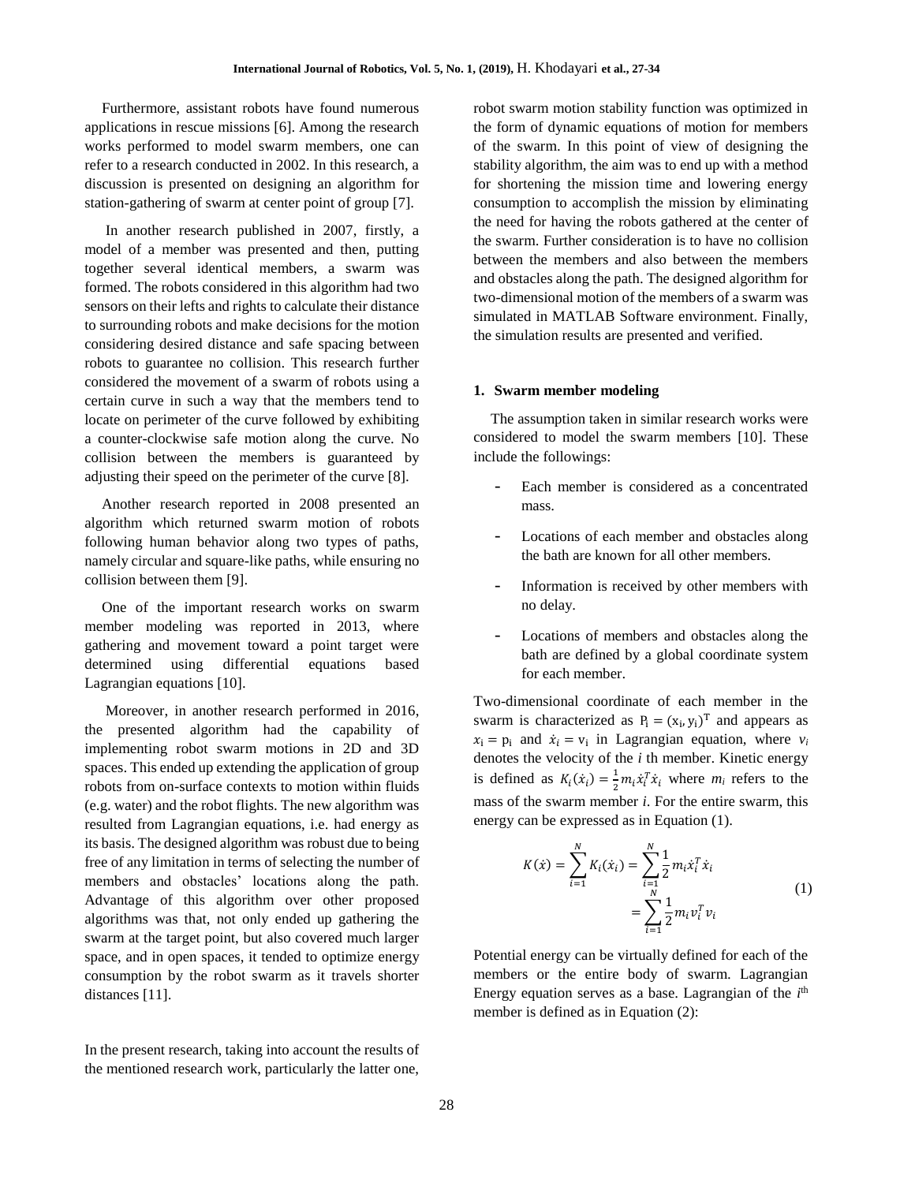Furthermore, assistant robots have found numerous applications in rescue missions [6]. Among the research works performed to model swarm members, one can refer to a research conducted in 2002. In this research, a discussion is presented on designing an algorithm for station-gathering of swarm at center point of group [7].

In another research published in 2007, firstly, a model of a member was presented and then, putting together several identical members, a swarm was formed. The robots considered in this algorithm had two sensors on their lefts and rights to calculate their distance to surrounding robots and make decisions for the motion considering desired distance and safe spacing between robots to guarantee no collision. This research further considered the movement of a swarm of robots using a certain curve in such a way that the members tend to locate on perimeter of the curve followed by exhibiting a counter-clockwise safe motion along the curve. No collision between the members is guaranteed by adjusting their speed on the perimeter of the curve [8].

Another research reported in 2008 presented an algorithm which returned swarm motion of robots following human behavior along two types of paths, namely circular and square-like paths, while ensuring no collision between them [9].

One of the important research works on swarm member modeling was reported in 2013, where gathering and movement toward a point target were determined using differential equations based Lagrangian equations [10].

Moreover, in another research performed in 2016, the presented algorithm had the capability of implementing robot swarm motions in 2D and 3D spaces. This ended up extending the application of group robots from on-surface contexts to motion within fluids (e.g. water) and the robot flights. The new algorithm was resulted from Lagrangian equations, i.e. had energy as its basis. The designed algorithm was robust due to being free of any limitation in terms of selecting the number of members and obstacles' locations along the path. Advantage of this algorithm over other proposed algorithms was that, not only ended up gathering the swarm at the target point, but also covered much larger space, and in open spaces, it tended to optimize energy consumption by the robot swarm as it travels shorter distances [11].

In the present research, taking into account the results of the mentioned research work, particularly the latter one, robot swarm motion stability function was optimized in the form of dynamic equations of motion for members of the swarm. In this point of view of designing the stability algorithm, the aim was to end up with a method for shortening the mission time and lowering energy consumption to accomplish the mission by eliminating the need for having the robots gathered at the center of the swarm. Further consideration is to have no collision between the members and also between the members and obstacles along the path. The designed algorithm for two-dimensional motion of the members of a swarm was simulated in MATLAB Software environment. Finally, the simulation results are presented and verified.

## 1. Swarm member modeling

The assumption taken in similar research works were considered to model the swarm members [10]. These include the followings:

- Each member is considered as a concentrated mass.
- Locations of each member and obstacles along the bath are known for all other members.
- Information is received by other members with no delay.
- Locations of members and obstacles along the bath are defined by a global coordinate system for each member.

Two-dimensional coordinate of each member in the swarm is characterized as $P_i = (x_i, y_i)^T$ and appears as $x_i = p_i$ and $\dot{x}_i = v_i$ in Lagrangian equation, where $v_i$ denotes the velocity of the $i$ th member. Kinetic energy is defined as $K_i(\dot{x}_i) = \frac{1}{2} m_i \dot{x}_i^T \dot{x}_i$ where $m_i$ refers to the mass of the swarm member $i$. For the entire swarm, this energy can be expressed as in Equation (1).

$$K(\dot{x}) = \sum_{i=1}^{N} K_i(\dot{x}_i) = \sum_{i=1}^{N} \frac{1}{2} m_i \dot{x}_i^T \dot{x}_i = \sum_{i=1}^{N} \frac{1}{2} m_i v_i^T v_i \tag{1}$$

Potential energy can be virtually defined for each of the members or the entire body of swarm. Lagrangian Energy equation serves as a base. Lagrangian of the $i^{th}$ member is defined as in Equation (2):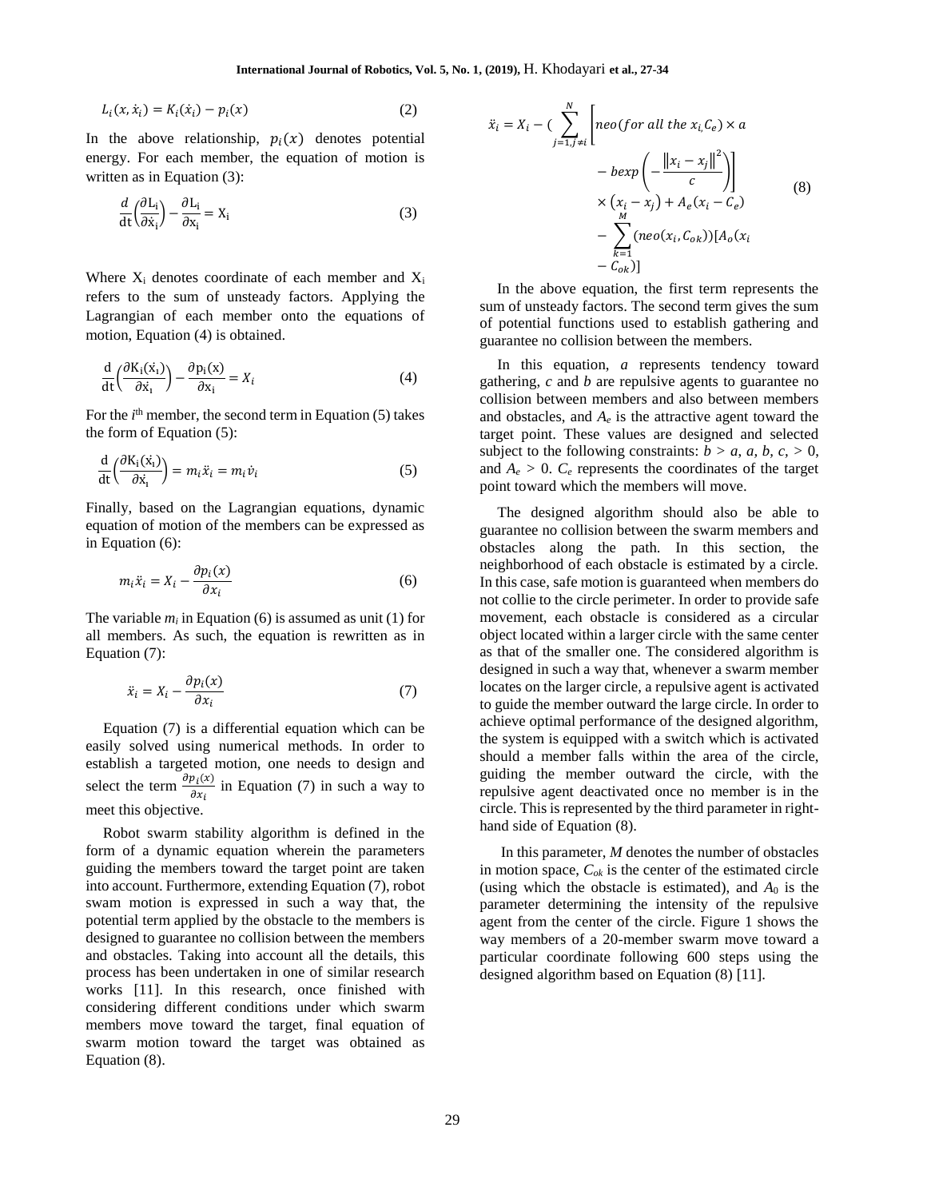$$L_i(x, \dot{x}_i) = K_i(\dot{x}_i) - p_i(x) \tag{2}$$

In the above relationship, $p_i(x)$ denotes potential energy. For each member, the equation of motion is written as in Equation (3):

$$\frac{d}{dt}\left(\frac{\partial L_i}{\partial \dot{x}_i}\right) - \frac{\partial L_i}{\partial x_i} = X_i \tag{3}$$

Where $X_i$ denotes coordinate of each member and $X_i$ refers to the sum of unsteady factors. Applying the Lagrangian of each member onto the equations of motion, Equation (4) is obtained.

$$\frac{d}{dt}\left(\frac{\partial K_i(\dot{x}_i)}{\partial \dot{x}_i}\right) - \frac{\partial p_i(x)}{\partial x_i} = X_i \tag{4}$$

For the $i^{th}$ member, the second term in Equation (5) takes the form of Equation (5):

$$\frac{d}{dt}\left(\frac{\partial K_i(\dot{x}_i)}{\partial \dot{x}_i}\right) = m_i \ddot{x}_i = m_i \dot{v}_i \tag{5}$$

Finally, based on the Lagrangian equations, dynamic equation of motion of the members can be expressed as in Equation (6):

$$m_i \ddot{x}_i = X_i - \frac{\partial p_i(x)}{\partial x_i} \tag{6}$$

The variable $m_i$ in Equation (6) is assumed as unit (1) for all members. As such, the equation is rewritten as in Equation (7):

$$\ddot{x}_i = X_i - \frac{\partial p_i(x)}{\partial x_i} \tag{7}$$

Equation (7) is a differential equation which can be easily solved using numerical methods. In order to establish a targeted motion, one needs to design and select the term $\frac{\partial p_i(x)}{\partial x_i}$ in Equation (7) in such a way to meet this objective.

Robot swarm stability algorithm is defined in the form of a dynamic equation wherein the parameters guiding the members toward the target point are taken into account. Furthermore, extending Equation (7), robot swam motion is expressed in such a way that, the potential term applied by the obstacle to the members is designed to guarantee no collision between the members and obstacles. Taking into account all the details, this process has been undertaken in one of similar research works [11]. In this research, once finished with considering different conditions under which swarm members move toward the target, final equation of swarm motion toward the target was obtained as Equation (8).

$$\ddot{x}_i = X_i - \Big( \sum_{j=1, j\neq i}^{N} \Big[ neo(for\ all\ the\ x_i, C_e) \times a - b\exp\left(-\frac{\|x_i - x_j\|^2}{c}\right) \Big] \times (x_i - x_j) + A_e(x_i - C_e) - \sum_{k=1}^{M} (neo(x_i, C_{ok}))[A_o(x_i - C_{ok})] \tag{8}$$

In the above equation, the first term represents the sum of unsteady factors. The second term gives the sum of potential functions used to establish gathering and guarantee no collision between the members.

In this equation, *a* represents tendency toward gathering, *c* and *b* are repulsive agents to guarantee no collision between members and also between members and obstacles, and $A_e$ is the attractive agent toward the target point. These values are designed and selected subject to the following constraints: $b > a$, $a, b, c, > 0$, and $A_e > 0$. $C_e$ represents the coordinates of the target point toward which the members will move.

The designed algorithm should also be able to guarantee no collision between the swarm members and obstacles along the path. In this section, the neighborhood of each obstacle is estimated by a circle. In this case, safe motion is guaranteed when members do not collie to the circle perimeter. In order to provide safe movement, each obstacle is considered as a circular object located within a larger circle with the same center as that of the smaller one. The considered algorithm is designed in such a way that, whenever a swarm member locates on the larger circle, a repulsive agent is activated to guide the member outward the large circle. In order to achieve optimal performance of the designed algorithm, the system is equipped with a switch which is activated should a member falls within the area of the circle, guiding the member outward the circle, with the repulsive agent deactivated once no member is in the circle. This is represented by the third parameter in right-hand side of Equation (8).

In this parameter, *M* denotes the number of obstacles in motion space, $C_{ok}$ is the center of the estimated circle (using which the obstacle is estimated), and $A_0$ is the parameter determining the intensity of the repulsive agent from the center of the circle. Figure 1 shows the way members of a 20-member swarm move toward a particular coordinate following 600 steps using the designed algorithm based on Equation (8) [11].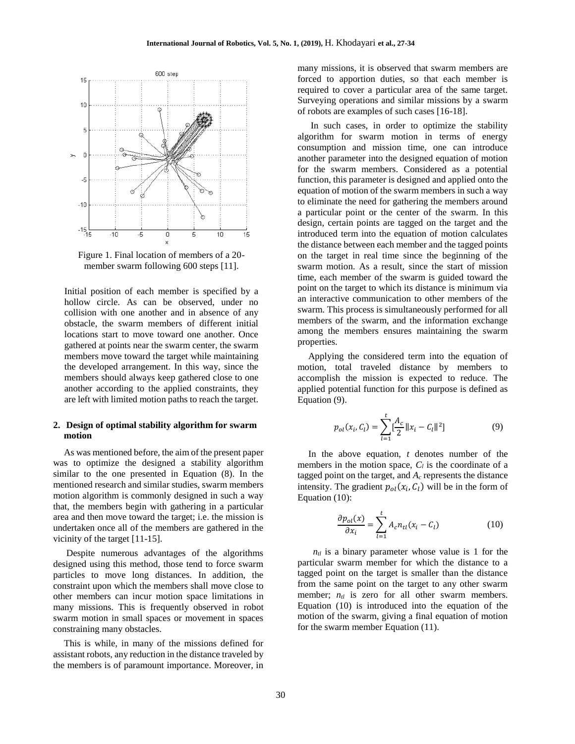Figure 1. Final location of members of a 20-member swarm following 600 steps [11].

Initial position of each member is specified by a hollow circle. As can be observed, under no collision with one another and in absence of any obstacle, the swarm members of different initial locations start to move toward one another. Once gathered at points near the swarm center, the swarm members move toward the target while maintaining the developed arrangement. In this way, since the members should always keep gathered close to one another according to the applied constraints, they are left with limited motion paths to reach the target.

## 2. Design of optimal stability algorithm for swarm motion

As was mentioned before, the aim of the present paper was to optimize the designed a stability algorithm similar to the one presented in Equation (8). In the mentioned research and similar studies, swarm members motion algorithm is commonly designed in such a way that, the members begin with gathering in a particular area and then move toward the target; i.e. the mission is undertaken once all of the members are gathered in the vicinity of the target [11-15].

Despite numerous advantages of the algorithms designed using this method, those tend to force swarm particles to move long distances. In addition, the constraint upon which the members shall move close to other members can incur motion space limitations in many missions. This is frequently observed in robot swarm motion in small spaces or movement in spaces constraining many obstacles.

This is while, in many of the missions defined for assistant robots, any reduction in the distance traveled by the members is of paramount importance. Moreover, in many missions, it is observed that swarm members are forced to apportion duties, so that each member is required to cover a particular area of the same target. Surveying operations and similar missions by a swarm of robots are examples of such cases [16-18].

In such cases, in order to optimize the stability algorithm for swarm motion in terms of energy consumption and mission time, one can introduce another parameter into the designed equation of motion for the swarm members. Considered as a potential function, this parameter is designed and applied onto the equation of motion of the swarm members in such a way to eliminate the need for gathering the members around a particular point or the center of the swarm. In this design, certain points are tagged on the target and the introduced term into the equation of motion calculates the distance between each member and the tagged points on the target in real time since the beginning of the swarm motion. As a result, since the start of mission time, each member of the swarm is guided toward the point on the target to which its distance is minimum via an interactive communication to other members of the swarm. This process is simultaneously performed for all members of the swarm, and the information exchange among the members ensures maintaining the swarm properties.

Applying the considered term into the equation of motion, total traveled distance by members to accomplish the mission is expected to reduce. The applied potential function for this purpose is defined as Equation (9).

$$p_{ol}(x_i, C_l) = \sum_{l=1}^{t} [\frac{A_c}{2} \|x_i - C_l\|^2] \qquad (9)$$

In the above equation, $t$ denotes number of the members in the motion space, $C_l$ is the coordinate of a tagged point on the target, and $A_c$ represents the distance intensity. The gradient $p_{ol}(x_i, C_l)$ will be in the form of Equation (10):

$$\frac{\partial p_{ol}(x)}{\partial x_i} = \sum_{l=1}^{t} A_c n_{tl}(x_i - C_l) \qquad (10)$$

$n_{tl}$ is a binary parameter whose value is 1 for the particular swarm member for which the distance to a tagged point on the target is smaller than the distance from the same point on the target to any other swarm member; $n_{tl}$ is zero for all other swarm members. Equation (10) is introduced into the equation of the motion of the swarm, giving a final equation of motion for the swarm member Equation (11).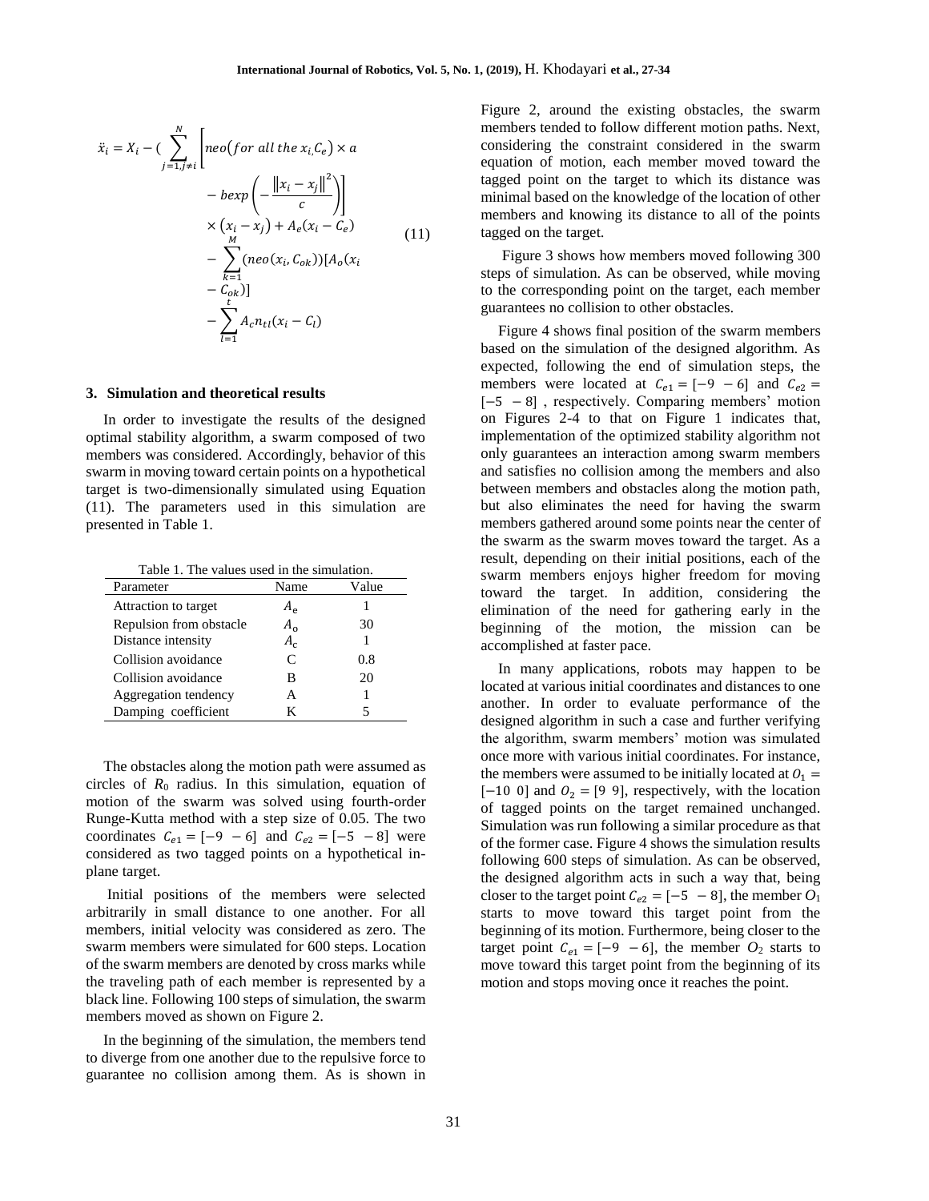$$
\begin{aligned}
\ddot{x}_i = X_i - ( \sum_{j=1, j\neq i}^{N} \Bigg[ & neo\big(for\ all\ the\ x_{i,}C_e\big) \times a \\
& - bexp\left(-\frac{\|x_i - x_j\|^2}{c}\right)\Bigg] \\
& \times \left(x_i - x_j\right) + A_e(x_i - C_e) \\
& - \sum_{k=1}^{M} (neo(x_i, C_{ok}))[A_o(x_i \\
& - C_{ok})] \\
& - \sum_{l=1}^{t} A_c n_{tl}(x_i - C_l)
\end{aligned} \tag{11}
$$

## 3. Simulation and theoretical results

In order to investigate the results of the designed optimal stability algorithm, a swarm composed of two members was considered. Accordingly, behavior of this swarm in moving toward certain points on a hypothetical target is two-dimensionally simulated using Equation (11). The parameters used in this simulation are presented in Table 1.

Table 1. The values used in the simulation.

| Parameter | Name | Value |
|---|---|---|
| Attraction to target | $A_e$ | 1 |
| Repulsion from obstacle | $A_o$ | 30 |
| Distance intensity | $A_c$ | 1 |
| Collision avoidance | C | 0.8 |
| Collision avoidance | B | 20 |
| Aggregation tendency | A | 1 |
| Damping coefficient | K | 5 |

The obstacles along the motion path were assumed as circles of $R_0$ radius. In this simulation, equation of motion of the swarm was solved using fourth-order Runge-Kutta method with a step size of 0.05. The two coordinates $C_{e1} = [-9\ \ -6]$ and $C_{e2} = [-5\ \ -8]$ were considered as two tagged points on a hypothetical in-plane target.

Initial positions of the members were selected arbitrarily in small distance to one another. For all members, initial velocity was considered as zero. The swarm members were simulated for 600 steps. Location of the swarm members are denoted by cross marks while the traveling path of each member is represented by a black line. Following 100 steps of simulation, the swarm members moved as shown on Figure 2.

In the beginning of the simulation, the members tend to diverge from one another due to the repulsive force to guarantee no collision among them. As is shown in Figure 2, around the existing obstacles, the swarm members tended to follow different motion paths. Next, considering the constraint considered in the swarm equation of motion, each member moved toward the tagged point on the target to which its distance was minimal based on the knowledge of the location of other members and knowing its distance to all of the points tagged on the target.

Figure 3 shows how members moved following 300 steps of simulation. As can be observed, while moving to the corresponding point on the target, each member guarantees no collision to other obstacles.

Figure 4 shows final position of the swarm members based on the simulation of the designed algorithm. As expected, following the end of simulation steps, the members were located at $C_{e1} = [-9\ \ -6]$ and $C_{e2} = [-5\ \ -8]$, respectively. Comparing members' motion on Figures 2-4 to that on Figure 1 indicates that, implementation of the optimized stability algorithm not only guarantees an interaction among swarm members and satisfies no collision among the members and also between members and obstacles along the motion path, but also eliminates the need for having the swarm members gathered around some points near the center of the swarm as the swarm moves toward the target. As a result, depending on their initial positions, each of the swarm members enjoys higher freedom for moving toward the target. In addition, considering the elimination of the need for gathering early in the beginning of the motion, the mission can be accomplished at faster pace.

In many applications, robots may happen to be located at various initial coordinates and distances to one another. In order to evaluate performance of the designed algorithm in such a case and further verifying the algorithm, swarm members' motion was simulated once more with various initial coordinates. For instance, the members were assumed to be initially located at $O_1 = [-10\ \ 0]$ and $O_2 = [9\ \ 9]$, respectively, with the location of tagged points on the target remained unchanged. Simulation was run following a similar procedure as that of the former case. Figure 4 shows the simulation results following 600 steps of simulation. As can be observed, the designed algorithm acts in such a way that, being closer to the target point $C_{e2} = [-5\ \ -8]$, the member $O_1$ starts to move toward this target point from the beginning of its motion. Furthermore, being closer to the target point $C_{e1} = [-9\ \ -6]$, the member $O_2$ starts to move toward this target point from the beginning of its motion and stops moving once it reaches the point.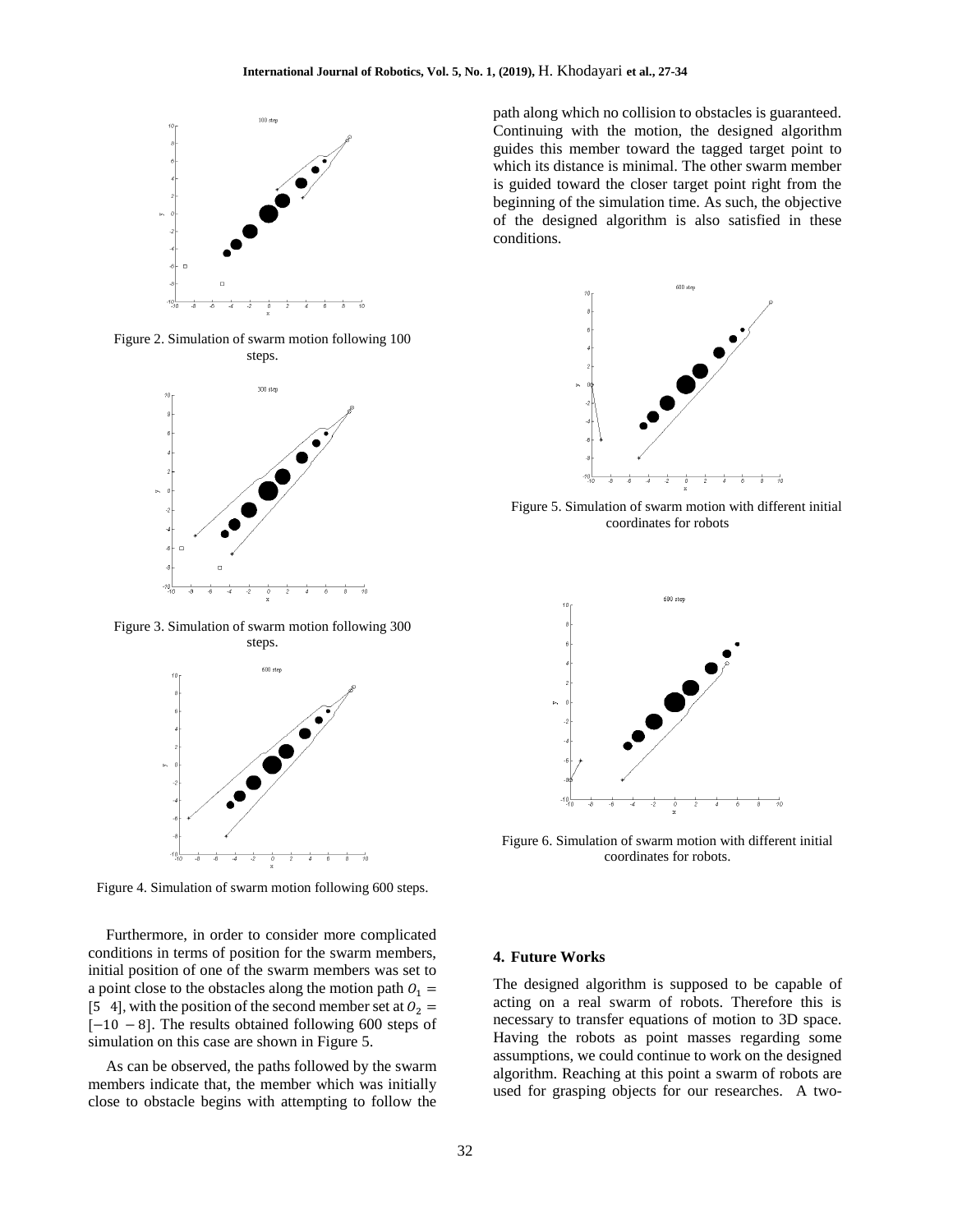Figure 2. Simulation of swarm motion following 100 steps.

Figure 3. Simulation of swarm motion following 300 steps.

Figure 4. Simulation of swarm motion following 600 steps.

Furthermore, in order to consider more complicated conditions in terms of position for the swarm members, initial position of one of the swarm members was set to a point close to the obstacles along the motion path $O_1 = [5 \;\; 4]$, with the position of the second member set at $O_2 = [-10 \; -8]$. The results obtained following 600 steps of simulation on this case are shown in Figure 5.

As can be observed, the paths followed by the swarm members indicate that, the member which was initially close to obstacle begins with attempting to follow the path along which no collision to obstacles is guaranteed. Continuing with the motion, the designed algorithm guides this member toward the tagged target point to which its distance is minimal. The other swarm member is guided toward the closer target point right from the beginning of the simulation time. As such, the objective of the designed algorithm is also satisfied in these conditions.

Figure 5. Simulation of swarm motion with different initial coordinates for robots

Figure 6. Simulation of swarm motion with different initial coordinates for robots.

## 4. Future Works

The designed algorithm is supposed to be capable of acting on a real swarm of robots. Therefore this is necessary to transfer equations of motion to 3D space. Having the robots as point masses regarding some assumptions, we could continue to work on the designed algorithm. Reaching at this point a swarm of robots are used for grasping objects for our researches. A two-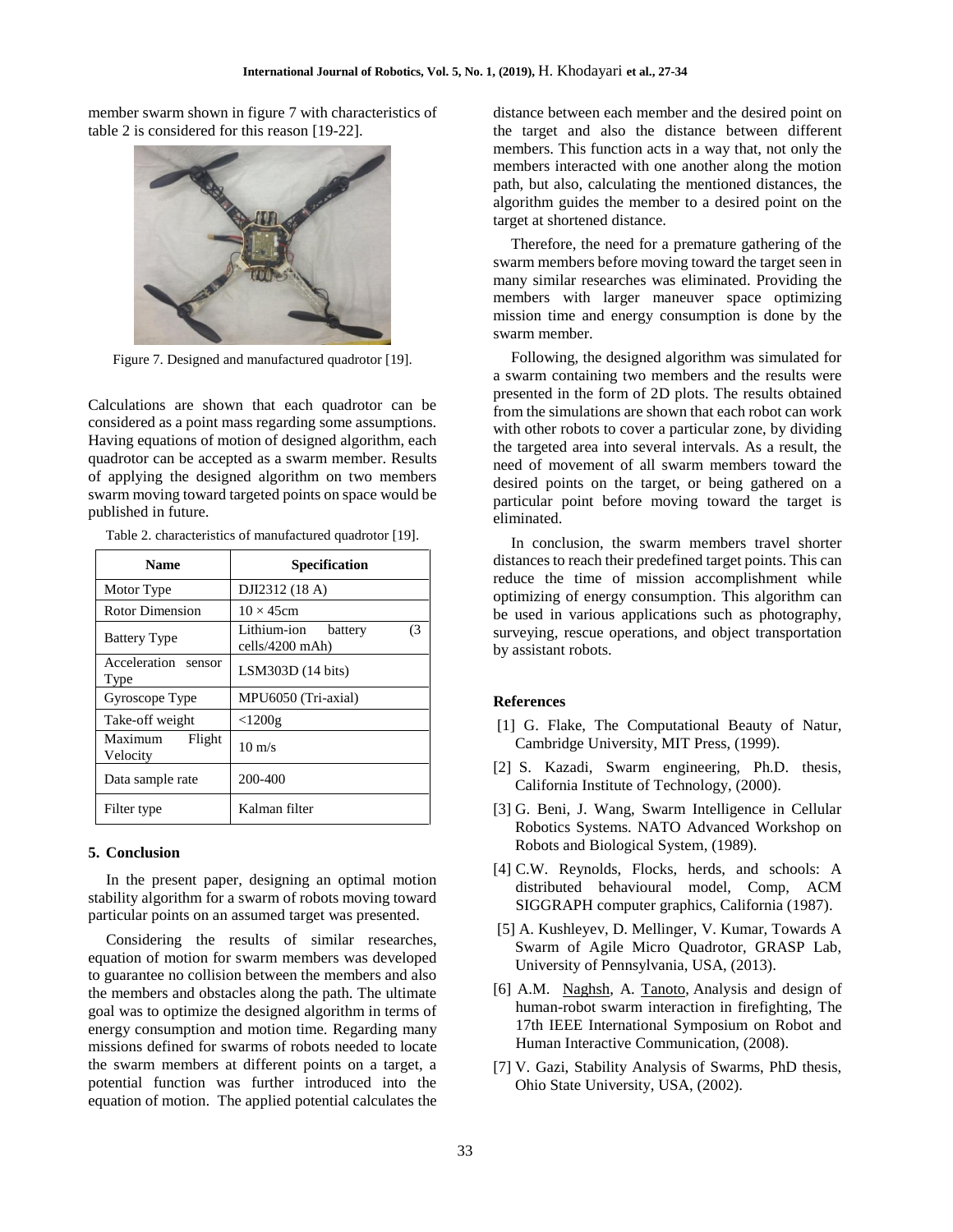member swarm shown in figure 7 with characteristics of table 2 is considered for this reason [19-22].

Figure 7. Designed and manufactured quadrotor [19].

Calculations are shown that each quadrotor can be considered as a point mass regarding some assumptions. Having equations of motion of designed algorithm, each quadrotor can be accepted as a swarm member. Results of applying the designed algorithm on two members swarm moving toward targeted points on space would be published in future.

Table 2. characteristics of manufactured quadrotor [19].

| Name | Specification |
| --- | --- |
| Motor Type | DJI2312 (18 A) |
| Rotor Dimension | $10 \times 45$cm |
| Battery Type | Lithium-ion battery (3 cells/4200 mAh) |
| Acceleration sensor Type | LSM303D (14 bits) |
| Gyroscope Type | MPU6050 (Tri-axial) |
| Take-off weight | <1200g |
| Maximum Flight Velocity | 10 m/s |
| Data sample rate | 200-400 |
| Filter type | Kalman filter |

## 5. Conclusion

In the present paper, designing an optimal motion stability algorithm for a swarm of robots moving toward particular points on an assumed target was presented.

Considering the results of similar researches, equation of motion for swarm members was developed to guarantee no collision between the members and also the members and obstacles along the path. The ultimate goal was to optimize the designed algorithm in terms of energy consumption and motion time. Regarding many missions defined for swarms of robots needed to locate the swarm members at different points on a target, a potential function was further introduced into the equation of motion. The applied potential calculates the distance between each member and the desired point on the target and also the distance between different members. This function acts in a way that, not only the members interacted with one another along the motion path, but also, calculating the mentioned distances, the algorithm guides the member to a desired point on the target at shortened distance.

Therefore, the need for a premature gathering of the swarm members before moving toward the target seen in many similar researches was eliminated. Providing the members with larger maneuver space optimizing mission time and energy consumption is done by the swarm member.

Following, the designed algorithm was simulated for a swarm containing two members and the results were presented in the form of 2D plots. The results obtained from the simulations are shown that each robot can work with other robots to cover a particular zone, by dividing the targeted area into several intervals. As a result, the need of movement of all swarm members toward the desired points on the target, or being gathered on a particular point before moving toward the target is eliminated.

In conclusion, the swarm members travel shorter distances to reach their predefined target points. This can reduce the time of mission accomplishment while optimizing of energy consumption. This algorithm can be used in various applications such as photography, surveying, rescue operations, and object transportation by assistant robots.

## References

[1] G. Flake, The Computational Beauty of Natur, Cambridge University, MIT Press, (1999).

[2] S. Kazadi, Swarm engineering, Ph.D. thesis, California Institute of Technology, (2000).

[3] G. Beni, J. Wang, Swarm Intelligence in Cellular Robotics Systems. NATO Advanced Workshop on Robots and Biological System, (1989).

[4] C.W. Reynolds, Flocks, herds, and schools: A distributed behavioural model, Comp, ACM SIGGRAPH computer graphics, California (1987).

[5] A. Kushleyev, D. Mellinger, V. Kumar, Towards A Swarm of Agile Micro Quadrotor, GRASP Lab, University of Pennsylvania, USA, (2013).

[6] A.M. Naghsh, A. Tanoto, Analysis and design of human-robot swarm interaction in firefighting, The 17th IEEE International Symposium on Robot and Human Interactive Communication, (2008).

[7] V. Gazi, Stability Analysis of Swarms, PhD thesis, Ohio State University, USA, (2002).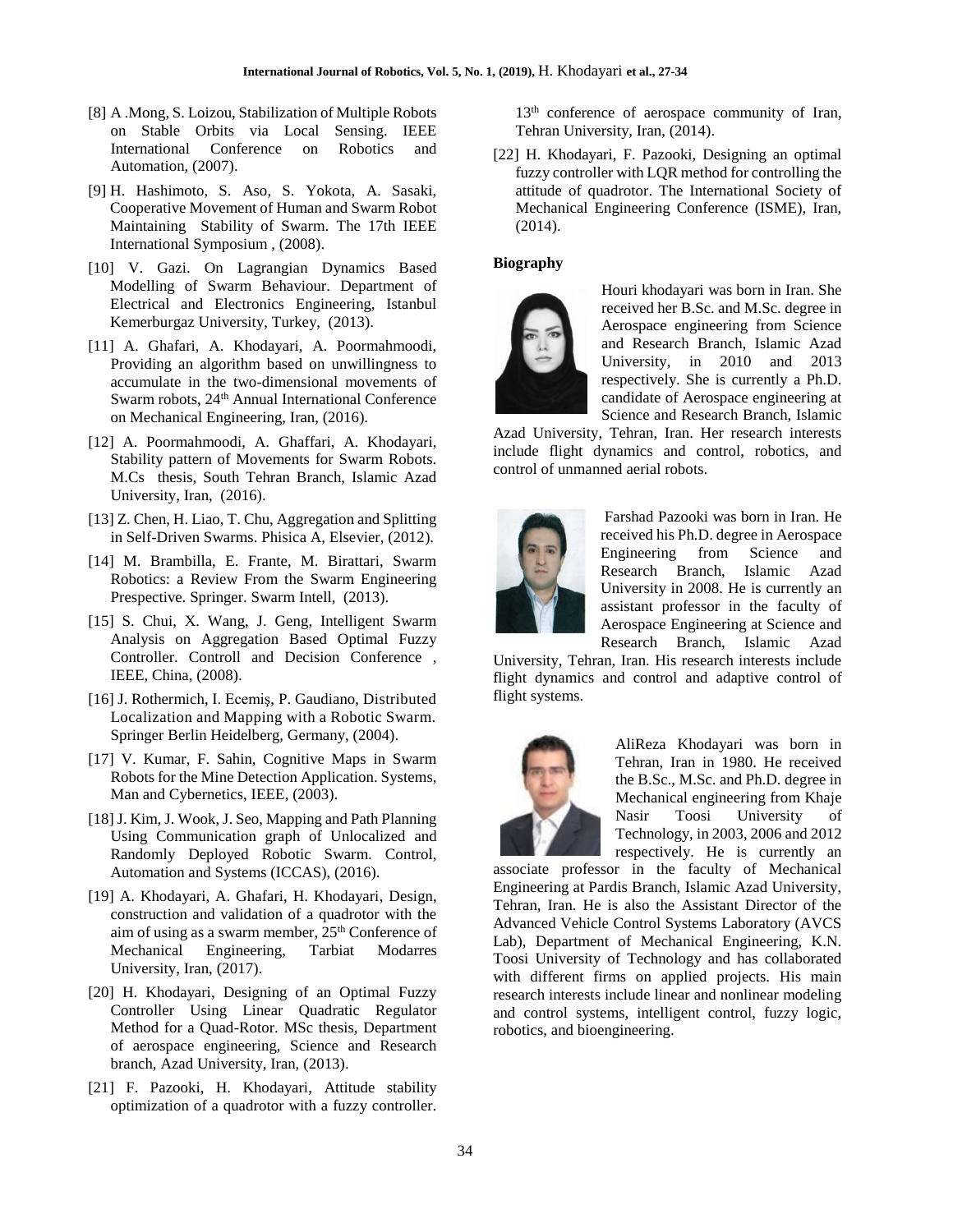[8] A .Mong, S. Loizou, Stabilization of Multiple Robots on Stable Orbits via Local Sensing. IEEE International Conference on Robotics and Automation, (2007).

[9] H. Hashimoto, S. Aso, S. Yokota, A. Sasaki, Cooperative Movement of Human and Swarm Robot Maintaining Stability of Swarm. The 17th IEEE International Symposium , (2008).

[10] V. Gazi. On Lagrangian Dynamics Based Modelling of Swarm Behaviour. Department of Electrical and Electronics Engineering, Istanbul Kemerburgaz University, Turkey, (2013).

[11] A. Ghafari, A. Khodayari, A. Poormahmoodi, Providing an algorithm based on unwillingness to accumulate in the two-dimensional movements of Swarm robots, 24th Annual International Conference on Mechanical Engineering, Iran, (2016).

[12] A. Poormahmoodi, A. Ghaffari, A. Khodayari, Stability pattern of Movements for Swarm Robots. M.Cs thesis, South Tehran Branch, Islamic Azad University, Iran, (2016).

[13] Z. Chen, H. Liao, T. Chu, Aggregation and Splitting in Self-Driven Swarms. Phisica A, Elsevier, (2012).

[14] M. Brambilla, E. Frante, M. Birattari, Swarm Robotics: a Review From the Swarm Engineering Prespective. Springer. Swarm Intell, (2013).

[15] S. Chui, X. Wang, J. Geng, Intelligent Swarm Analysis on Aggregation Based Optimal Fuzzy Controller. Controll and Decision Conference , IEEE, China, (2008).

[16] J. Rothermich, I. Ecemiş, P. Gaudiano, Distributed Localization and Mapping with a Robotic Swarm. Springer Berlin Heidelberg, Germany, (2004).

[17] V. Kumar, F. Sahin, Cognitive Maps in Swarm Robots for the Mine Detection Application. Systems, Man and Cybernetics, IEEE, (2003).

[18] J. Kim, J. Wook, J. Seo, Mapping and Path Planning Using Communication graph of Unlocalized and Randomly Deployed Robotic Swarm. Control, Automation and Systems (ICCAS), (2016).

[19] A. Khodayari, A. Ghafari, H. Khodayari, Design, construction and validation of a quadrotor with the aim of using as a swarm member, 25th Conference of Mechanical Engineering, Tarbiat Modarres University, Iran, (2017).

[20] H. Khodayari, Designing of an Optimal Fuzzy Controller Using Linear Quadratic Regulator Method for a Quad-Rotor. MSc thesis, Department of aerospace engineering, Science and Research branch, Azad University, Iran, (2013).

[21] F. Pazooki, H. Khodayari, Attitude stability optimization of a quadrotor with a fuzzy controller. 13th conference of aerospace community of Iran, Tehran University, Iran, (2014).

[22] H. Khodayari, F. Pazooki, Designing an optimal fuzzy controller with LQR method for controlling the attitude of quadrotor. The International Society of Mechanical Engineering Conference (ISME), Iran, (2014).

**Biography**

Houri khodayari was born in Iran. She received her B.Sc. and M.Sc. degree in Aerospace engineering from Science and Research Branch, Islamic Azad University, in 2010 and 2013 respectively. She is currently a Ph.D. candidate of Aerospace engineering at Science and Research Branch, Islamic Azad University, Tehran, Iran. Her research interests include flight dynamics and control, robotics, and control of unmanned aerial robots.

Farshad Pazooki was born in Iran. He received his Ph.D. degree in Aerospace Engineering from Science and Research Branch, Islamic Azad University in 2008. He is currently an assistant professor in the faculty of Aerospace Engineering at Science and Research Branch, Islamic Azad University, Tehran, Iran. His research interests include flight dynamics and control and adaptive control of flight systems.

AliReza Khodayari was born in Tehran, Iran in 1980. He received the B.Sc., M.Sc. and Ph.D. degree in Mechanical engineering from Khaje Nasir Toosi University of Technology, in 2003, 2006 and 2012 respectively. He is currently an associate professor in the faculty of Mechanical Engineering at Pardis Branch, Islamic Azad University, Tehran, Iran. He is also the Assistant Director of the Advanced Vehicle Control Systems Laboratory (AVCS Lab), Department of Mechanical Engineering, K.N. Toosi University of Technology and has collaborated with different firms on applied projects. His main research interests include linear and nonlinear modeling and control systems, intelligent control, fuzzy logic, robotics, and bioengineering.